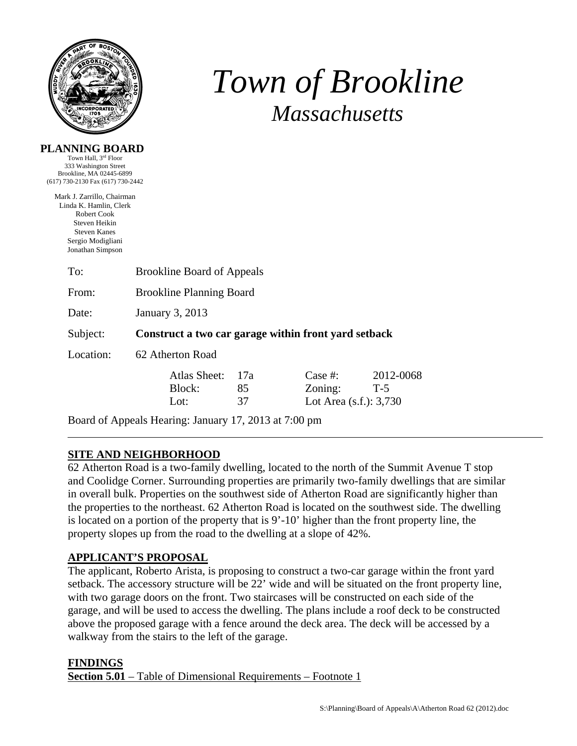# *Town of Brookline*

## *Massachusetts*

**PLANNING BOARD**
Town Hall, 3rd Floor
333 Washington Street
Brookline, MA 02445-6899
(617) 730-2130 Fax (617) 730-2442

Mark J. Zarrillo, Chairman
Linda K. Hamlin, Clerk
Robert Cook
Steven Heikin
Steven Kanes
Sergio Modigliani
Jonathan Simpson

To: Brookline Board of Appeals

From: Brookline Planning Board

Date: January 3, 2013

Subject: **Construct a two car garage within front yard setback**

Location: 62 Atherton Road

| | | | |
|---|---|---|---|
| Atlas Sheet: | 17a | Case #: | 2012-0068 |
| Block: | 85 | Zoning: | T-5 |
| Lot: | 37 | Lot Area (s.f.): 3,730 | |

Board of Appeals Hearing: January 17, 2013 at 7:00 pm

---

**SITE AND NEIGHBORHOOD**

62 Atherton Road is a two-family dwelling, located to the north of the Summit Avenue T stop and Coolidge Corner. Surrounding properties are primarily two-family dwellings that are similar in overall bulk. Properties on the southwest side of Atherton Road are significantly higher than the properties to the northeast. 62 Atherton Road is located on the southwest side. The dwelling is located on a portion of the property that is 9'-10' higher than the front property line, the property slopes up from the road to the dwelling at a slope of 42%.

**APPLICANT'S PROPOSAL**

The applicant, Roberto Arista, is proposing to construct a two-car garage within the front yard setback. The accessory structure will be 22' wide and will be situated on the front property line, with two garage doors on the front. Two staircases will be constructed on each side of the garage, and will be used to access the dwelling. The plans include a roof deck to be constructed above the proposed garage with a fence around the deck area. The deck will be accessed by a walkway from the stairs to the left of the garage.

**FINDINGS**

**Section 5.01** – Table of Dimensional Requirements – Footnote 1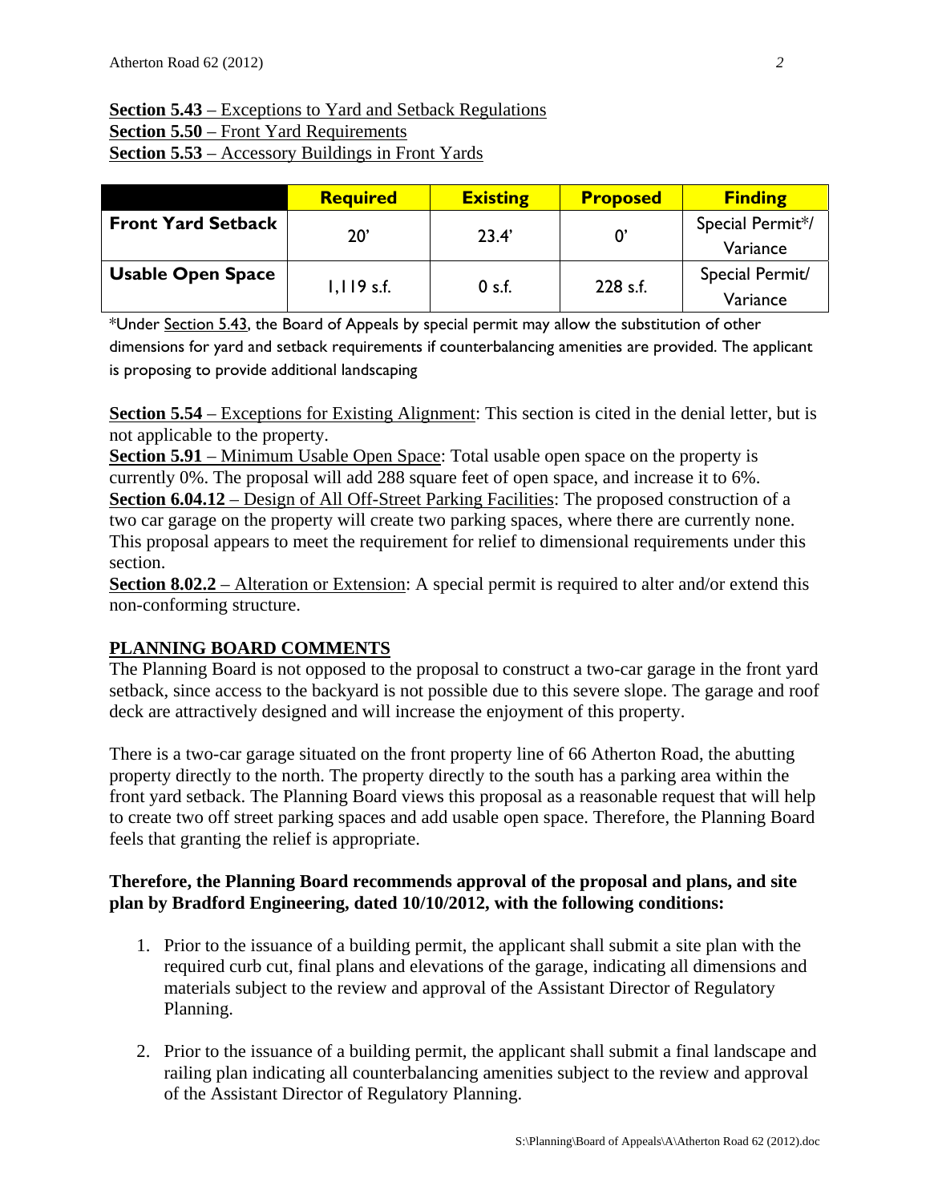**Section 5.43** – Exceptions to Yard and Setback Regulations
**Section 5.50** – Front Yard Requirements
**Section 5.53** – Accessory Buildings in Front Yards

| | Required | Existing | Proposed | Finding |
|---|---|---|---|---|
| **Front Yard Setback** | 20' | 23.4' | 0' | Special Permit*/ Variance |
| **Usable Open Space** | 1,119 s.f. | 0 s.f. | 228 s.f. | Special Permit/ Variance |

*Under Section 5.43, the Board of Appeals by special permit may allow the substitution of other dimensions for yard and setback requirements if counterbalancing amenities are provided. The applicant is proposing to provide additional landscaping

**Section 5.54** – Exceptions for Existing Alignment: This section is cited in the denial letter, but is not applicable to the property.
**Section 5.91** – Minimum Usable Open Space: Total usable open space on the property is currently 0%. The proposal will add 288 square feet of open space, and increase it to 6%.
**Section 6.04.12** – Design of All Off-Street Parking Facilities: The proposed construction of a two car garage on the property will create two parking spaces, where there are currently none. This proposal appears to meet the requirement for relief to dimensional requirements under this section.
**Section 8.02.2** – Alteration or Extension: A special permit is required to alter and/or extend this non-conforming structure.

## PLANNING BOARD COMMENTS

The Planning Board is not opposed to the proposal to construct a two-car garage in the front yard setback, since access to the backyard is not possible due to this severe slope. The garage and roof deck are attractively designed and will increase the enjoyment of this property.

There is a two-car garage situated on the front property line of 66 Atherton Road, the abutting property directly to the north. The property directly to the south has a parking area within the front yard setback. The Planning Board views this proposal as a reasonable request that will help to create two off street parking spaces and add usable open space. Therefore, the Planning Board feels that granting the relief is appropriate.

**Therefore, the Planning Board recommends approval of the proposal and plans, and site plan by Bradford Engineering, dated 10/10/2012, with the following conditions:**

1. Prior to the issuance of a building permit, the applicant shall submit a site plan with the required curb cut, final plans and elevations of the garage, indicating all dimensions and materials subject to the review and approval of the Assistant Director of Regulatory Planning.

2. Prior to the issuance of a building permit, the applicant shall submit a final landscape and railing plan indicating all counterbalancing amenities subject to the review and approval of the Assistant Director of Regulatory Planning.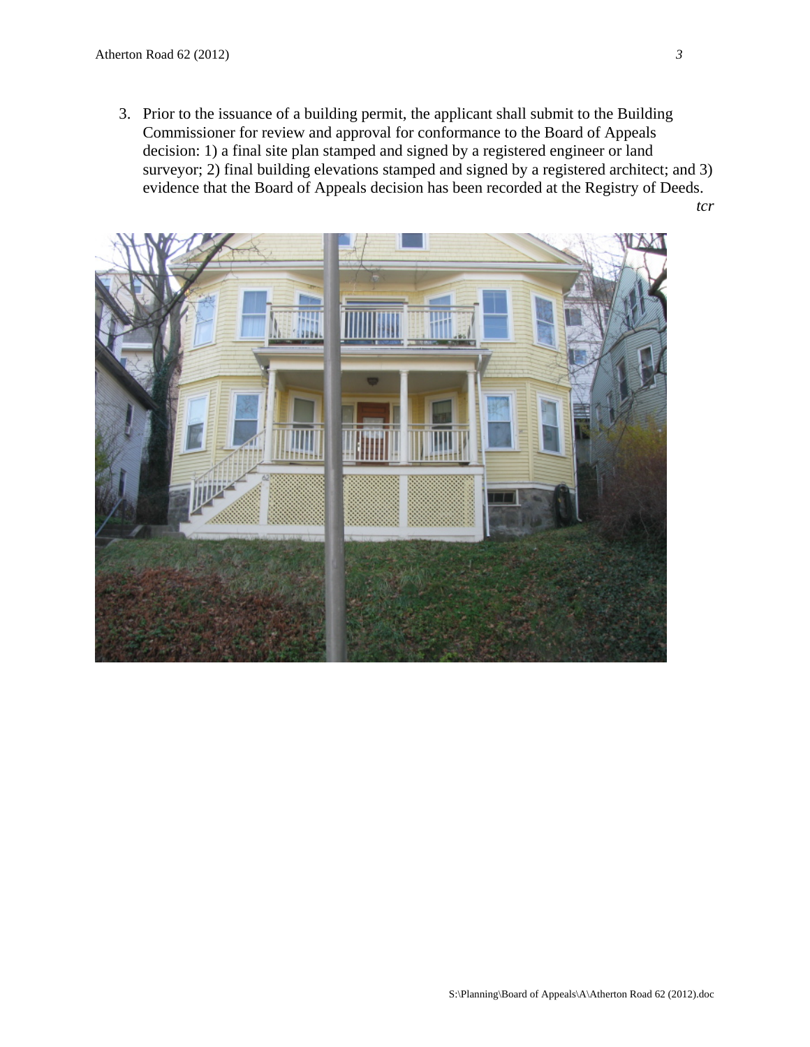3. Prior to the issuance of a building permit, the applicant shall submit to the Building Commissioner for review and approval for conformance to the Board of Appeals decision: 1) a final site plan stamped and signed by a registered engineer or land surveyor; 2) final building elevations stamped and signed by a registered architect; and 3) evidence that the Board of Appeals decision has been recorded at the Registry of Deeds.

*tcr*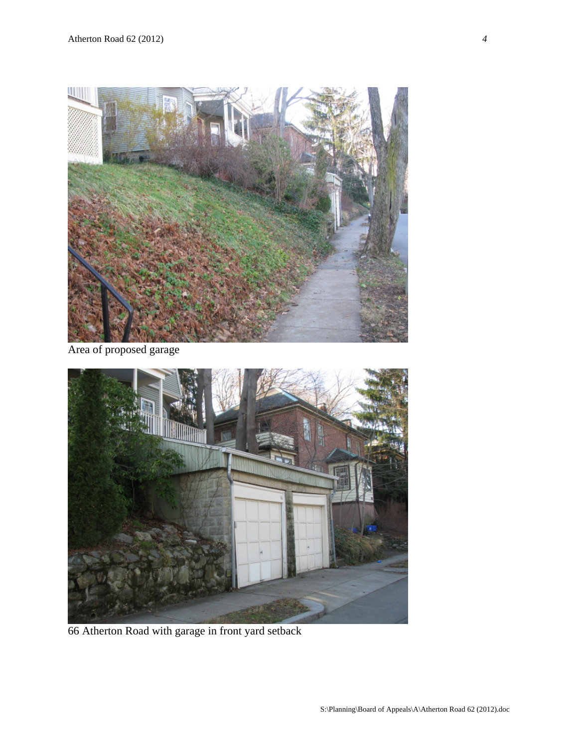Area of proposed garage

66 Atherton Road with garage in front yard setback